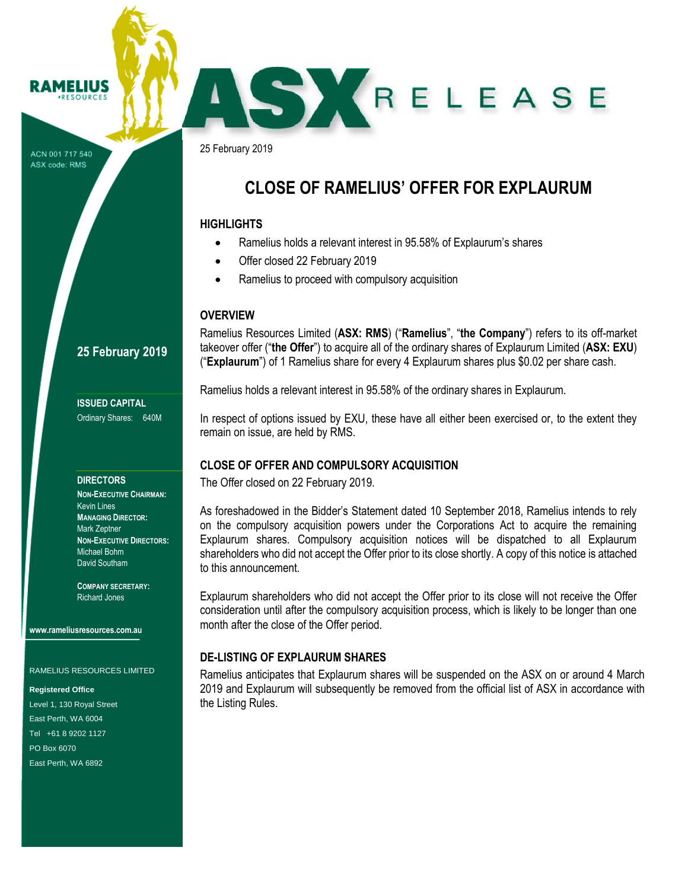RAMELIUS RESOURCES

ACN 001 717 540
ASX code: RMS

# ASX RELEASE

25 February 2019

## CLOSE OF RAMELIUS' OFFER FOR EXPLAURUM

### HIGHLIGHTS

- Ramelius holds a relevant interest in 95.58% of Explaurum's shares
- Offer closed 22 February 2019
- Ramelius to proceed with compulsory acquisition

### OVERVIEW

Ramelius Resources Limited (**ASX: RMS**) ("**Ramelius**", "**the Company**") refers to its off-market takeover offer ("**the Offer**") to acquire all of the ordinary shares of Explaurum Limited (**ASX: EXU**) ("**Explaurum**") of 1 Ramelius share for every 4 Explaurum shares plus $0.02 per share cash.

Ramelius holds a relevant interest in 95.58% of the ordinary shares in Explaurum.

In respect of options issued by EXU, these have all either been exercised or, to the extent they remain on issue, are held by RMS.

### CLOSE OF OFFER AND COMPULSORY ACQUISITION

The Offer closed on 22 February 2019.

As foreshadowed in the Bidder's Statement dated 10 September 2018, Ramelius intends to rely on the compulsory acquisition powers under the Corporations Act to acquire the remaining Explaurum shares. Compulsory acquisition notices will be dispatched to all Explaurum shareholders who did not accept the Offer prior to its close shortly. A copy of this notice is attached to this announcement.

Explaurum shareholders who did not accept the Offer prior to its close will not receive the Offer consideration until after the compulsory acquisition process, which is likely to be longer than one month after the close of the Offer period.

### DE-LISTING OF EXPLAURUM SHARES

Ramelius anticipates that Explaurum shares will be suspended on the ASX on or around 4 March 2019 and Explaurum will subsequently be removed from the official list of ASX in accordance with the Listing Rules.

**25 February 2019**

**ISSUED CAPITAL**
Ordinary Shares: 640M

**DIRECTORS**
**Non-Executive Chairman:**
Kevin Lines
**Managing Director:**
Mark Zeptner
**Non-Executive Directors:**
Michael Bohm
David Southam

**Company Secretary:**
Richard Jones

**www.rameliusresources.com.au**

RAMELIUS RESOURCES LIMITED

**Registered Office**
Level 1, 130 Royal Street
East Perth, WA 6004
Tel +61 8 9202 1127
PO Box 6070
East Perth, WA 6892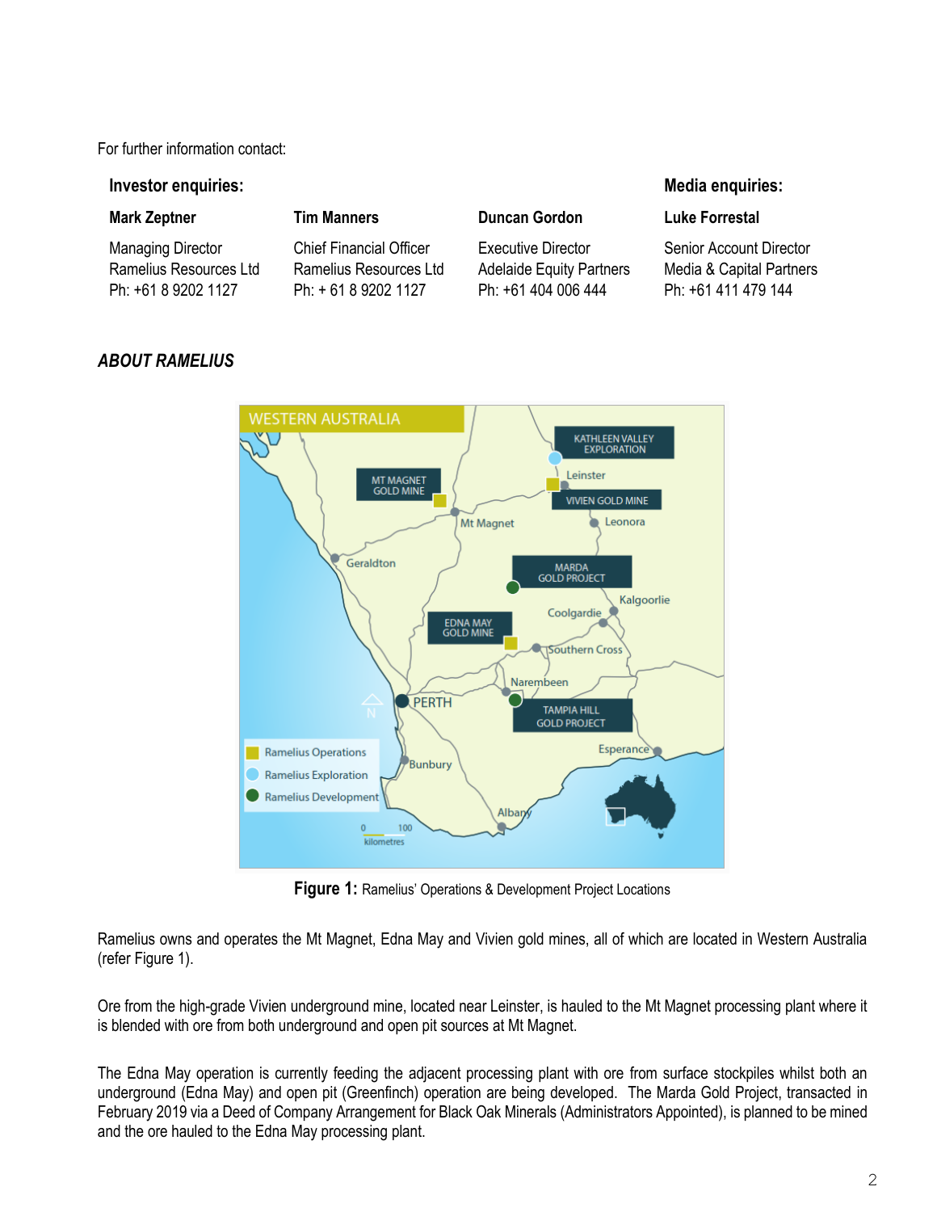For further information contact:

| **Investor enquiries:** | | | **Media enquiries:** |
|---|---|---|---|
| **Mark Zeptner** | **Tim Manners** | **Duncan Gordon** | **Luke Forrestal** |
| Managing Director<br>Ramelius Resources Ltd<br>Ph: +61 8 9202 1127 | Chief Financial Officer<br>Ramelius Resources Ltd<br>Ph: + 61 8 9202 1127 | Executive Director<br>Adelaide Equity Partners<br>Ph: +61 404 006 444 | Senior Account Director<br>Media & Capital Partners<br>Ph: +61 411 479 144 |

***ABOUT RAMELIUS***

**Figure 1:** Ramelius' Operations & Development Project Locations

Ramelius owns and operates the Mt Magnet, Edna May and Vivien gold mines, all of which are located in Western Australia (refer Figure 1).

Ore from the high-grade Vivien underground mine, located near Leinster, is hauled to the Mt Magnet processing plant where it is blended with ore from both underground and open pit sources at Mt Magnet.

The Edna May operation is currently feeding the adjacent processing plant with ore from surface stockpiles whilst both an underground (Edna May) and open pit (Greenfinch) operation are being developed. The Marda Gold Project, transacted in February 2019 via a Deed of Company Arrangement for Black Oak Minerals (Administrators Appointed), is planned to be mined and the ore hauled to the Edna May processing plant.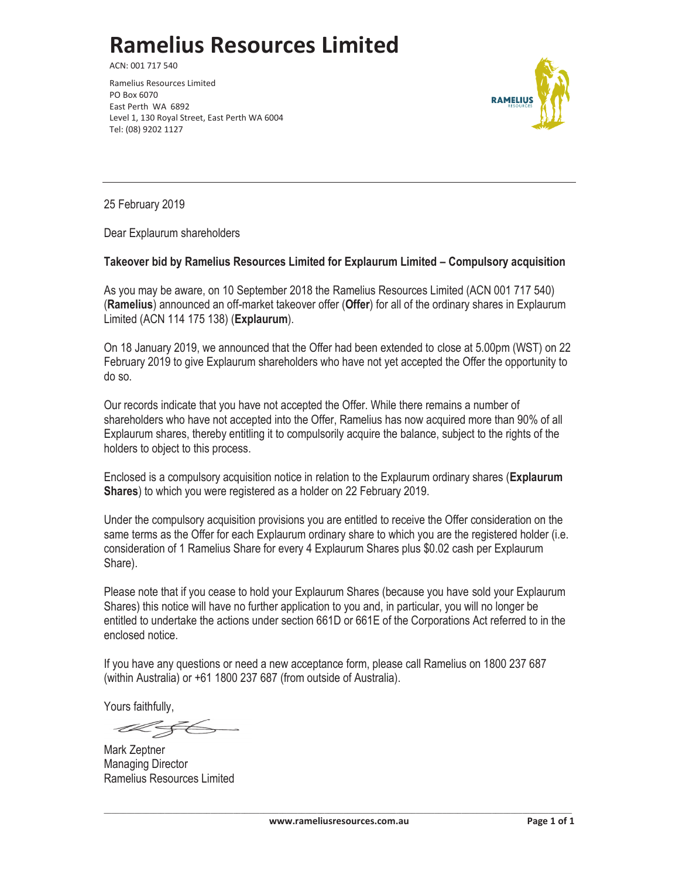# Ramelius Resources Limited

ACN: 001 717 540

Ramelius Resources Limited
PO Box 6070
East Perth WA 6892
Level 1, 130 Royal Street, East Perth WA 6004
Tel: (08) 9202 1127

---

25 February 2019

Dear Explaurum shareholders

**Takeover bid by Ramelius Resources Limited for Explaurum Limited – Compulsory acquisition**

As you may be aware, on 10 September 2018 the Ramelius Resources Limited (ACN 001 717 540) (**Ramelius**) announced an off-market takeover offer (**Offer**) for all of the ordinary shares in Explaurum Limited (ACN 114 175 138) (**Explaurum**).

On 18 January 2019, we announced that the Offer had been extended to close at 5.00pm (WST) on 22 February 2019 to give Explaurum shareholders who have not yet accepted the Offer the opportunity to do so.

Our records indicate that you have not accepted the Offer. While there remains a number of shareholders who have not accepted into the Offer, Ramelius has now acquired more than 90% of all Explaurum shares, thereby entitling it to compulsorily acquire the balance, subject to the rights of the holders to object to this process.

Enclosed is a compulsory acquisition notice in relation to the Explaurum ordinary shares (**Explaurum Shares**) to which you were registered as a holder on 22 February 2019.

Under the compulsory acquisition provisions you are entitled to receive the Offer consideration on the same terms as the Offer for each Explaurum ordinary share to which you are the registered holder (i.e. consideration of 1 Ramelius Share for every 4 Explaurum Shares plus $0.02 cash per Explaurum Share).

Please note that if you cease to hold your Explaurum Shares (because you have sold your Explaurum Shares) this notice will have no further application to you and, in particular, you will no longer be entitled to undertake the actions under section 661D or 661E of the Corporations Act referred to in the enclosed notice.

If you have any questions or need a new acceptance form, please call Ramelius on 1800 237 687 (within Australia) or +61 1800 237 687 (from outside of Australia).

Yours faithfully,

Mark Zeptner
Managing Director
Ramelius Resources Limited

www.rameliusresources.com.au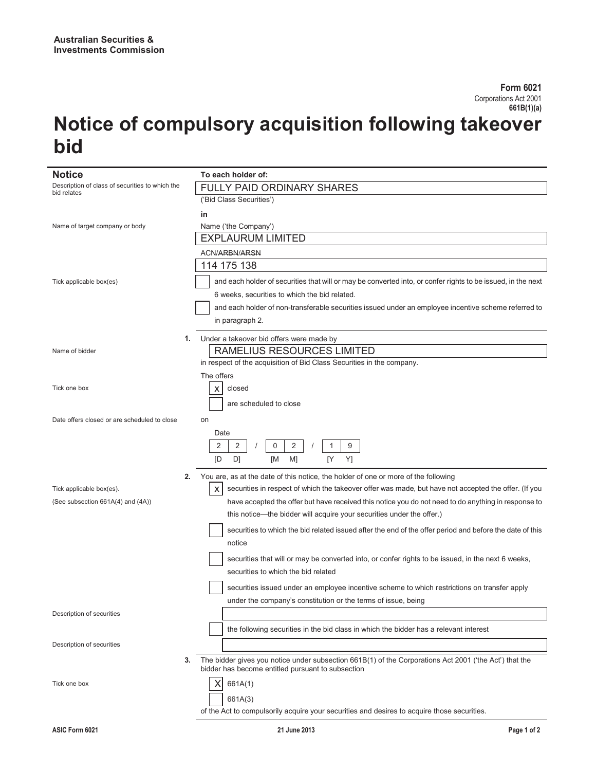**Australian Securities & Investments Commission**

**Form 6021**
Corporations Act 2001
**661B(1)(a)**

# Notice of compulsory acquisition following takeover bid

## Notice

| | |
|---|---|
| Description of class of securities to which the bid relates | **To each holder of:** FULLY PAID ORDINARY SHARES ('Bid Class Securities') |
| | **in** |
| Name of target company or body | Name ('the Company') EXPLAURUM LIMITED |
| | ACN/~~ARBN~~/~~ARSN~~ 114 175 138 |
| Tick applicable box(es) | [ ] and each holder of securities that will or may be converted into, or confer rights to be issued, in the next 6 weeks, securities to which the bid related. |
| | [ ] and each holder of non-transferable securities issued under an employee incentive scheme referred to in paragraph 2. |

**1.** Under a takeover bid offers were made by

| | |
|---|---|
| Name of bidder | RAMELIUS RESOURCES LIMITED |
| | in respect of the acquisition of Bid Class Securities in the company. |
| | The offers |
| Tick one box | [x] closed |
| | [ ] are scheduled to close |
| Date offers closed or are scheduled to close | on Date 22/02/19 [DD/MM/YY] |

**2.** You are, as at the date of this notice, the holder of one or more of the following

| | |
|---|---|
| Tick applicable box(es). (See subsection 661A(4) and (4A)) | [x] securities in respect of which the takeover offer was made, but have not accepted the offer. (If you have accepted the offer but have received this notice you do not need to do anything in response to this notice—the bidder will acquire your securities under the offer.) |
| | [ ] securities to which the bid related issued after the end of the offer period and before the date of this notice |
| | [ ] securities that will or may be converted into, or confer rights to be issued, in the next 6 weeks, securities to which the bid related |
| | [ ] securities issued under an employee incentive scheme to which restrictions on transfer apply under the company's constitution or the terms of issue, being |
| Description of securities | |
| | [ ] the following securities in the bid class in which the bidder has a relevant interest |
| Description of securities | |

**3.** The bidder gives you notice under subsection 661B(1) of the Corporations Act 2001 ('the Act') that the bidder has become entitled pursuant to subsection

| | |
|---|---|
| Tick one box | [X] 661A(1) |
| | [ ] 661A(3) |

of the Act to compulsorily acquire your securities and desires to acquire those securities.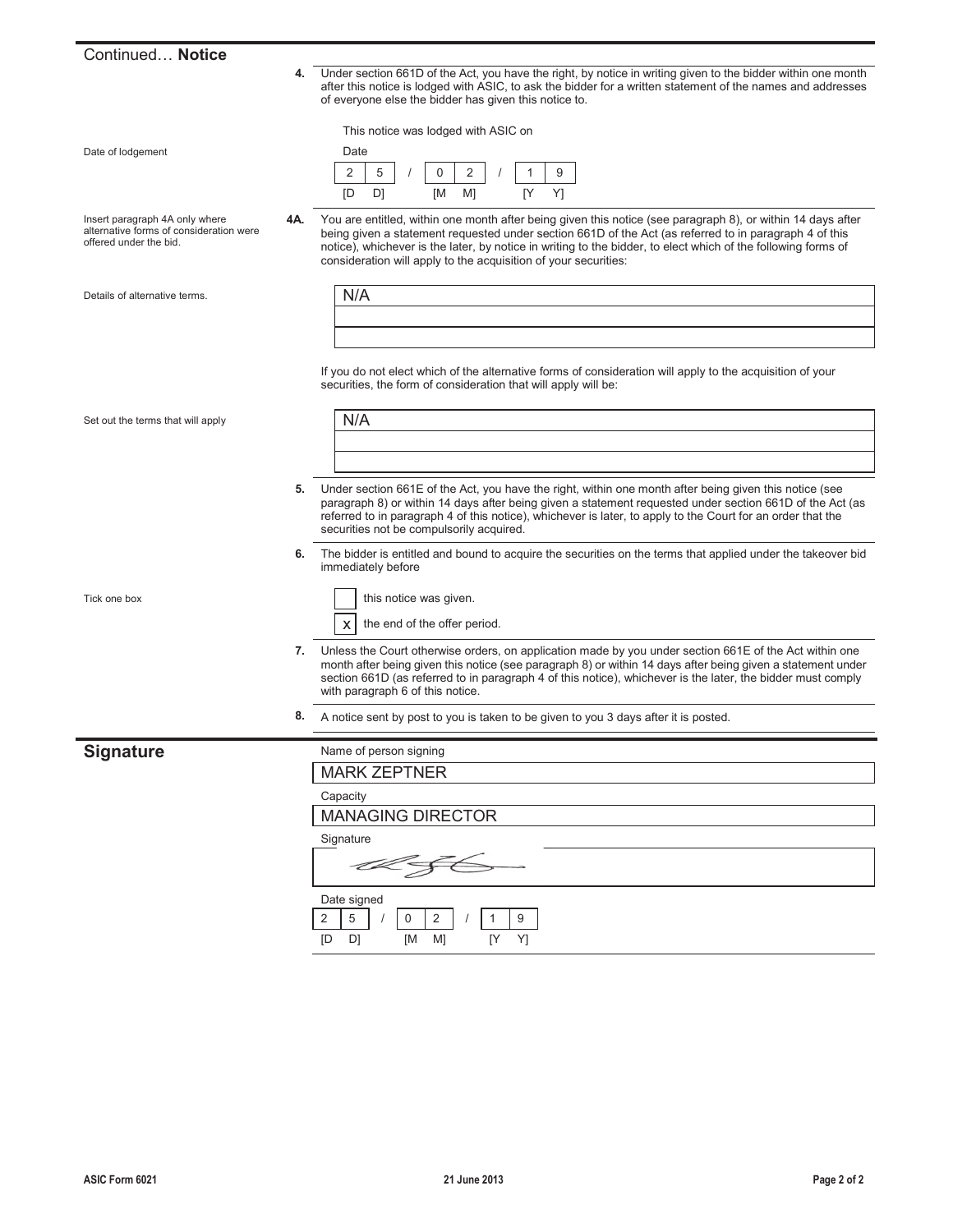## Continued… **Notice**

**4.** Under section 661D of the Act, you have the right, by notice in writing given to the bidder within one month after this notice is lodged with ASIC, to ask the bidder for a written statement of the names and addresses of everyone else the bidder has given this notice to.

Date of lodgement

This notice was lodged with ASIC on

Date

25 / 02 / 19
[D D] [M M] [Y Y]

Insert paragraph 4A only where alternative forms of consideration were offered under the bid.

**4A.** You are entitled, within one month after being given this notice (see paragraph 8), or within 14 days after being given a statement requested under section 661D of the Act (as referred to in paragraph 4 of this notice), whichever is the later, by notice in writing to the bidder, to elect which of the following forms of consideration will apply to the acquisition of your securities:

Details of alternative terms.

N/A

If you do not elect which of the alternative forms of consideration will apply to the acquisition of your securities, the form of consideration that will apply will be:

Set out the terms that will apply

N/A

**5.** Under section 661E of the Act, you have the right, within one month after being given this notice (see paragraph 8) or within 14 days after being given a statement requested under section 661D of the Act (as referred to in paragraph 4 of this notice), whichever is later, to apply to the Court for an order that the securities not be compulsorily acquired.

**6.** The bidder is entitled and bound to acquire the securities on the terms that applied under the takeover bid immediately before

Tick one box

[ ] this notice was given.

[x] the end of the offer period.

**7.** Unless the Court otherwise orders, on application made by you under section 661E of the Act within one month after being given this notice (see paragraph 8) or within 14 days after being given a statement under section 661D (as referred to in paragraph 4 of this notice), whichever is the later, the bidder must comply with paragraph 6 of this notice.

**8.** A notice sent by post to you is taken to be given to you 3 days after it is posted.

## Signature

Name of person signing

MARK ZEPTNER

Capacity

MANAGING DIRECTOR

Signature

Date signed

25 / 02 / 19
[D D] [M M] [Y Y]

ASIC Form 6021 21 June 2013